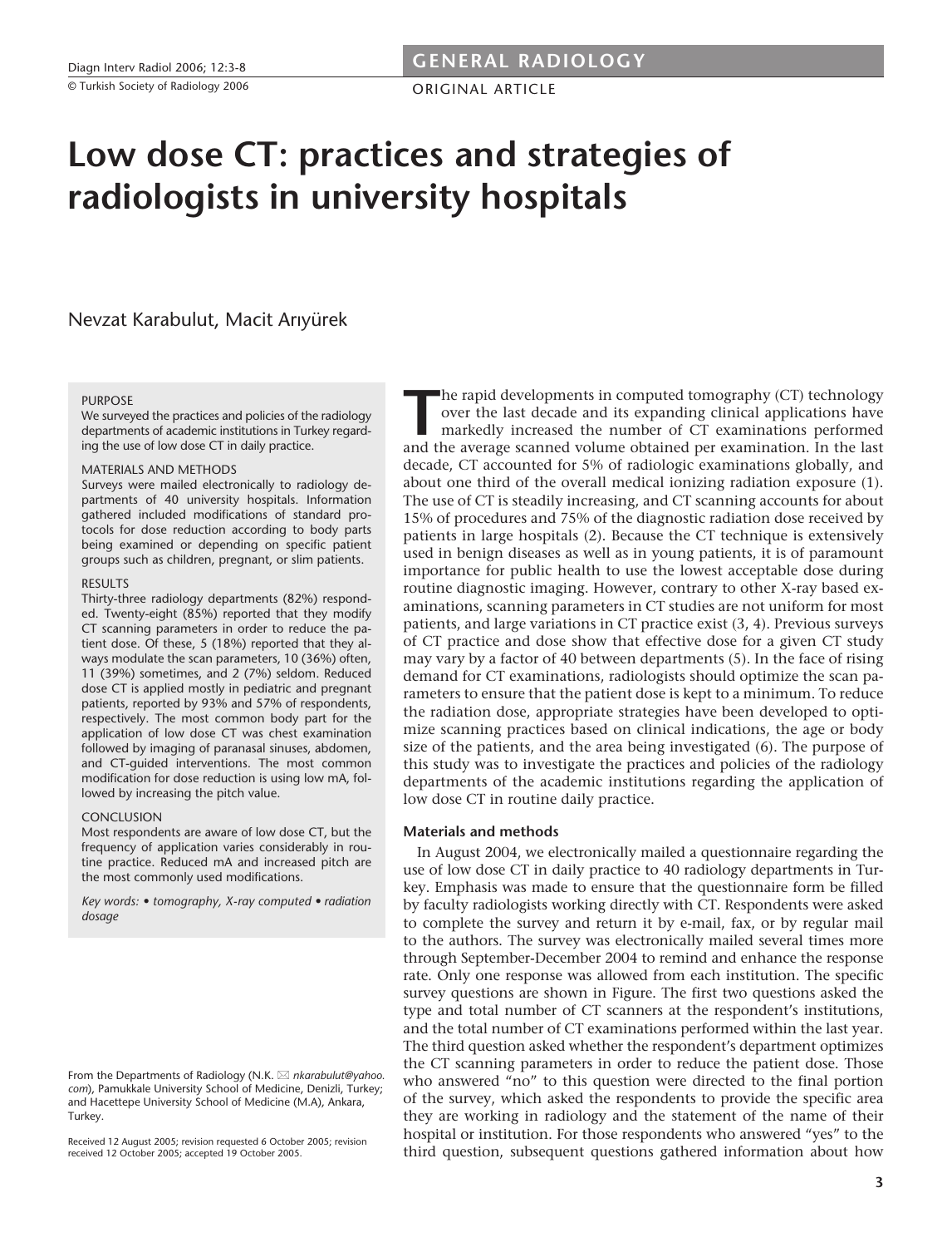GENERAL RADIOLOGY

ORIGINAL ARTICLE

# Low dose CT: practices and strategies of radiologists in university hospitals

Nevzat Karabulut, Macit Arıyürek

PURPOSE

We surveyed the practices and policies of the radiology departments of academic institutions in Turkey regarding the use of low dose CT in daily practice.

MATERIALS AND METHODS

Surveys were mailed electronically to radiology departments of 40 university hospitals. Information gathered included modifications of standard protocols for dose reduction according to body parts being examined or depending on specific patient groups such as children, pregnant, or slim patients.

RESULTS

Thirty-three radiology departments (82%) responded. Twenty-eight (85%) reported that they modify CT scanning parameters in order to reduce the patient dose. Of these, 5 (18%) reported that they always modulate the scan parameters, 10 (36%) often, 11 (39%) sometimes, and 2 (7%) seldom. Reduced dose CT is applied mostly in pediatric and pregnant patients, reported by 93% and 57% of respondents, respectively. The most common body part for the application of low dose CT was chest examination followed by imaging of paranasal sinuses, abdomen, and CT-guided interventions. The most common modification for dose reduction is using low mA, followed by increasing the pitch value.

CONCLUSION

Most respondents are aware of low dose CT, but the frequency of application varies considerably in routine practice. Reduced mA and increased pitch are the most commonly used modifications.

*Key words:* • *tomography, X-ray computed* • *radiation dosage*

From the Departments of Radiology (N.K. ✉ *nkarabulut@yahoo.com*), Pamukkale University School of Medicine, Denizli, Turkey; and Hacettepe University School of Medicine (M.A), Ankara, Turkey.

Received 12 August 2005; revision requested 6 October 2005; revision received 12 October 2005; accepted 19 October 2005.

The rapid developments in computed tomography (CT) technology over the last decade and its expanding clinical applications have markedly increased the number of CT examinations performed and the average scanned volume obtained per examination. In the last decade, CT accounted for 5% of radiologic examinations globally, and about one third of the overall medical ionizing radiation exposure (1). The use of CT is steadily increasing, and CT scanning accounts for about 15% of procedures and 75% of the diagnostic radiation dose received by patients in large hospitals (2). Because the CT technique is extensively used in benign diseases as well as in young patients, it is of paramount importance for public health to use the lowest acceptable dose during routine diagnostic imaging. However, contrary to other X-ray based examinations, scanning parameters in CT studies are not uniform for most patients, and large variations in CT practice exist (3, 4). Previous surveys of CT practice and dose show that effective dose for a given CT study may vary by a factor of 40 between departments (5). In the face of rising demand for CT examinations, radiologists should optimize the scan parameters to ensure that the patient dose is kept to a minimum. To reduce the radiation dose, appropriate strategies have been developed to optimize scanning practices based on clinical indications, the age or body size of the patients, and the area being investigated (6). The purpose of this study was to investigate the practices and policies of the radiology departments of the academic institutions regarding the application of low dose CT in routine daily practice.

## Materials and methods

In August 2004, we electronically mailed a questionnaire regarding the use of low dose CT in daily practice to 40 radiology departments in Turkey. Emphasis was made to ensure that the questionnaire form be filled by faculty radiologists working directly with CT. Respondents were asked to complete the survey and return it by e-mail, fax, or by regular mail to the authors. The survey was electronically mailed several times more through September-December 2004 to remind and enhance the response rate. Only one response was allowed from each institution. The specific survey questions are shown in Figure. The first two questions asked the type and total number of CT scanners at the respondent's institutions, and the total number of CT examinations performed within the last year. The third question asked whether the respondent's department optimizes the CT scanning parameters in order to reduce the patient dose. Those who answered "no" to this question were directed to the final portion of the survey, which asked the respondents to provide the specific area they are working in radiology and the statement of the name of their hospital or institution. For those respondents who answered "yes" to the third question, subsequent questions gathered information about how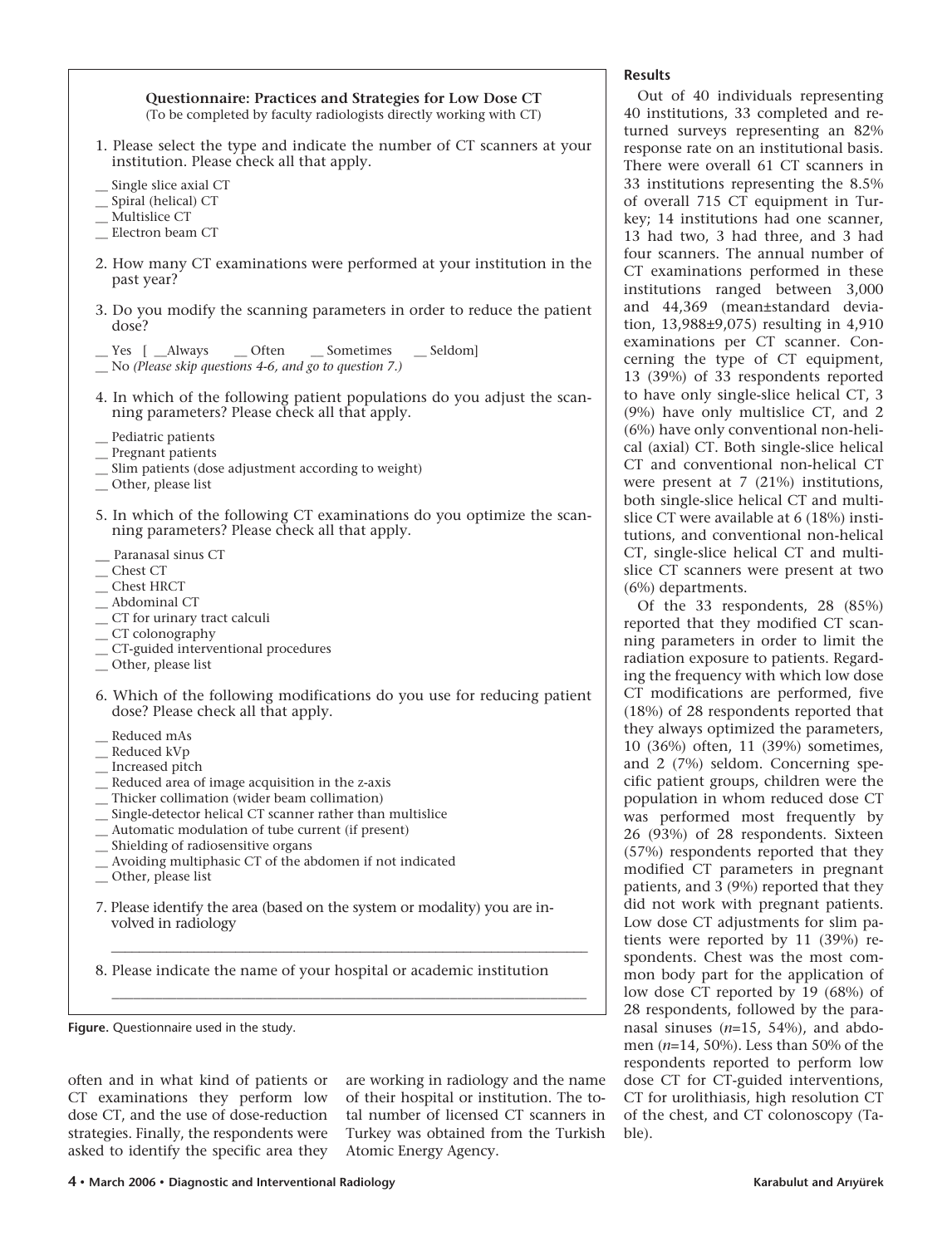**Questionnaire: Practices and Strategies for Low Dose CT**
(To be completed by faculty radiologists directly working with CT)

1. Please select the type and indicate the number of CT scanners at your institution. Please check all that apply.

__ Single slice axial CT
__ Spiral (helical) CT
__ Multislice CT
__ Electron beam CT

2. How many CT examinations were performed at your institution in the past year?

3. Do you modify the scanning parameters in order to reduce the patient dose?

__ Yes [ __Always __ Often __ Sometimes __ Seldom]
__ No *(Please skip questions 4-6, and go to question 7.)*

4. In which of the following patient populations do you adjust the scanning parameters? Please check all that apply.

__ Pediatric patients
__ Pregnant patients
__ Slim patients (dose adjustment according to weight)
__ Other, please list

5. In which of the following CT examinations do you optimize the scanning parameters? Please check all that apply.

__ Paranasal sinus CT
__ Chest CT
__ Chest HRCT
__ Abdominal CT
__ CT for urinary tract calculi
__ CT colonography
__ CT-guided interventional procedures
__ Other, please list

6. Which of the following modifications do you use for reducing patient dose? Please check all that apply.

__ Reduced mAs
__ Reduced kVp
__ Increased pitch
__ Reduced area of image acquisition in the z-axis
__ Thicker collimation (wider beam collimation)
__ Single-detector helical CT scanner rather than multislice
__ Automatic modulation of tube current (if present)
__ Shielding of radiosensitive organs
__ Avoiding multiphasic CT of the abdomen if not indicated
__ Other, please list

7. Please identify the area (based on the system or modality) you are involved in radiology

______________________________________________

8. Please indicate the name of your hospital or academic institution

______________________________________________

**Figure.** Questionnaire used in the study.

often and in what kind of patients or CT examinations they perform low dose CT, and the use of dose-reduction strategies. Finally, the respondents were asked to identify the specific area they are working in radiology and the name of their hospital or institution. The total number of licensed CT scanners in Turkey was obtained from the Turkish Atomic Energy Agency.

## Results

Out of 40 individuals representing 40 institutions, 33 completed and returned surveys representing an 82% response rate on an institutional basis. There were overall 61 CT scanners in 33 institutions representing the 8.5% of overall 715 CT equipment in Turkey; 14 institutions had one scanner, 13 had two, 3 had three, and 3 had four scanners. The annual number of CT examinations performed in these institutions ranged between 3,000 and 44,369 (mean±standard deviation, 13,988±9,075) resulting in 4,910 examinations per CT scanner. Concerning the type of CT equipment, 13 (39%) of 33 respondents reported to have only single-slice helical CT, 3 (9%) have only multislice CT, and 2 (6%) have only conventional non-helical (axial) CT. Both single-slice helical CT and conventional non-helical CT were present at 7 (21%) institutions, both single-slice helical CT and multislice CT were available at 6 (18%) institutions, and conventional non-helical CT, single-slice helical CT and multislice CT scanners were present at two (6%) departments.

Of the 33 respondents, 28 (85%) reported that they modified CT scanning parameters in order to limit the radiation exposure to patients. Regarding the frequency with which low dose CT modifications are performed, five (18%) of 28 respondents reported that they always optimized the parameters, 10 (36%) often, 11 (39%) sometimes, and 2 (7%) seldom. Concerning specific patient groups, children were the population in whom reduced dose CT was performed most frequently by 26 (93%) of 28 respondents. Sixteen (57%) respondents reported that they modified CT parameters in pregnant patients, and 3 (9%) reported that they did not work with pregnant patients. Low dose CT adjustments for slim patients were reported by 11 (39%) respondents. Chest was the most common body part for the application of low dose CT reported by 19 (68%) of 28 respondents, followed by the paranasal sinuses (*n*=15, 54%), and abdomen (*n*=14, 50%). Less than 50% of the respondents reported to perform low dose CT for CT-guided interventions, CT for urolithiasis, high resolution CT of the chest, and CT colonoscopy (Table).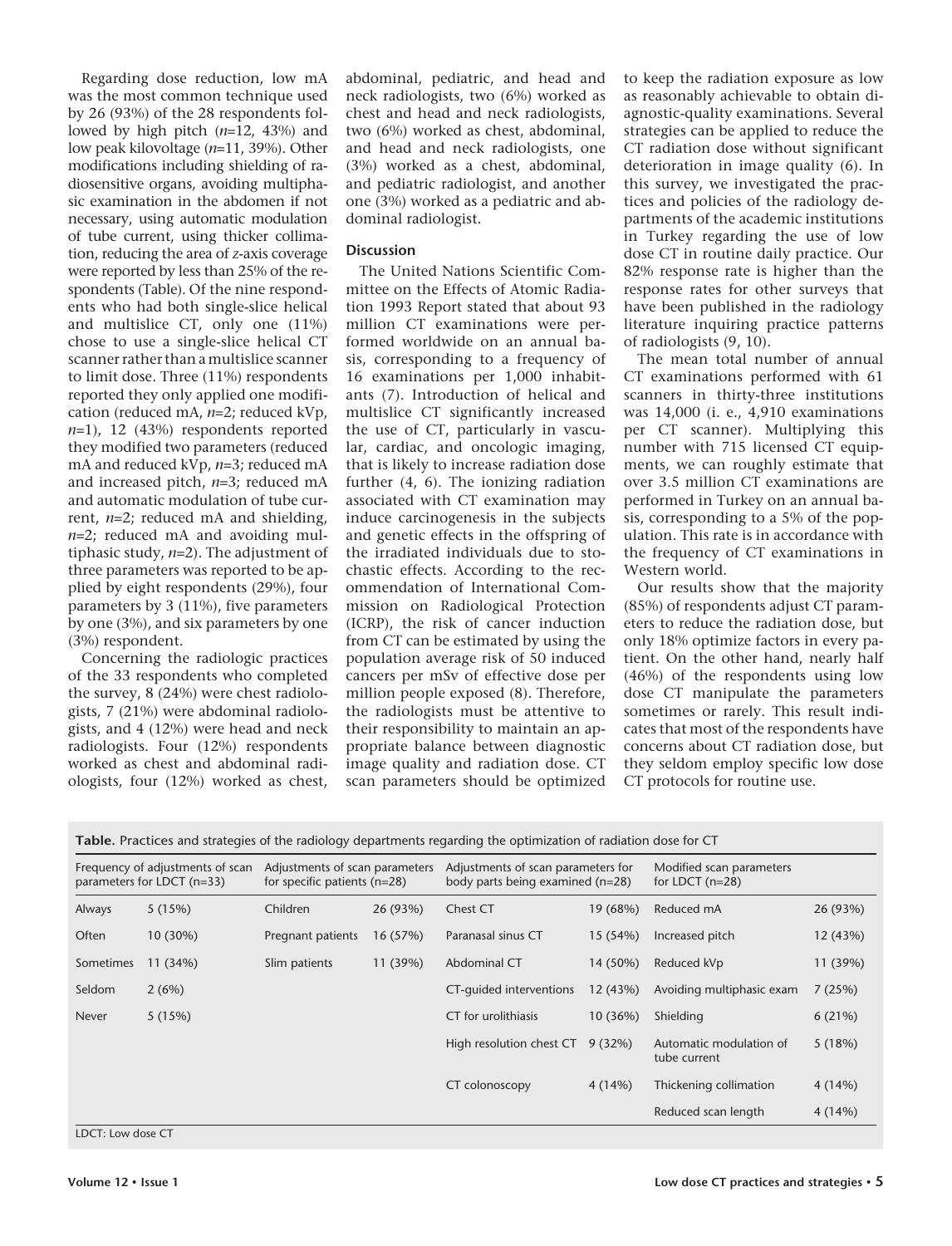Regarding dose reduction, low mA was the most common technique used by 26 (93%) of the 28 respondents followed by high pitch (*n*=12, 43%) and low peak kilovoltage (*n*=11, 39%). Other modifications including shielding of radiosensitive organs, avoiding multiphasic examination in the abdomen if not necessary, using automatic modulation of tube current, using thicker collimation, reducing the area of *z*-axis coverage were reported by less than 25% of the respondents (Table). Of the nine respondents who had both single-slice helical and multislice CT, only one (11%) chose to use a single-slice helical CT scanner rather than a multislice scanner to limit dose. Three (11%) respondents reported they only applied one modification (reduced mA, *n*=2; reduced kVp, *n*=1), 12 (43%) respondents reported they modified two parameters (reduced mA and reduced kVp, *n*=3; reduced mA and increased pitch, *n*=3; reduced mA and automatic modulation of tube current, *n*=2; reduced mA and shielding, *n*=2; reduced mA and avoiding multiphasic study, *n*=2). The adjustment of three parameters was reported to be applied by eight respondents (29%), four parameters by 3 (11%), five parameters by one (3%), and six parameters by one (3%) respondent.

Concerning the radiologic practices of the 33 respondents who completed the survey, 8 (24%) were chest radiologists, 7 (21%) were abdominal radiologists, and 4 (12%) were head and neck radiologists. Four (12%) respondents worked as chest and abdominal radiologists, four (12%) worked as chest, abdominal, pediatric, and head and neck radiologists, two (6%) worked as chest and head and neck radiologists, two (6%) worked as chest, abdominal, and head and neck radiologists, one (3%) worked as a chest, abdominal, and pediatric radiologist, and another one (3%) worked as a pediatric and abdominal radiologist.

## Discussion

The United Nations Scientific Committee on the Effects of Atomic Radiation 1993 Report stated that about 93 million CT examinations were performed worldwide on an annual basis, corresponding to a frequency of 16 examinations per 1,000 inhabitants (7). Introduction of helical and multislice CT significantly increased the use of CT, particularly in vascular, cardiac, and oncologic imaging, that is likely to increase radiation dose further (4, 6). The ionizing radiation associated with CT examination may induce carcinogenesis in the subjects and genetic effects in the offspring of the irradiated individuals due to stochastic effects. According to the recommendation of International Commission on Radiological Protection (ICRP), the risk of cancer induction from CT can be estimated by using the population average risk of 50 induced cancers per mSv of effective dose per million people exposed (8). Therefore, the radiologists must be attentive to their responsibility to maintain an appropriate balance between diagnostic image quality and radiation dose. CT scan parameters should be optimized to keep the radiation exposure as low as reasonably achievable to obtain diagnostic-quality examinations. Several strategies can be applied to reduce the CT radiation dose without significant deterioration in image quality (6). In this survey, we investigated the practices and policies of the radiology departments of the academic institutions in Turkey regarding the use of low dose CT in routine daily practice. Our 82% response rate is higher than the response rates for other surveys that have been published in the radiology literature inquiring practice patterns of radiologists (9, 10).

The mean total number of annual CT examinations performed with 61 scanners in thirty-three institutions was 14,000 (i. e., 4,910 examinations per CT scanner). Multiplying this number with 715 licensed CT equipments, we can roughly estimate that over 3.5 million CT examinations are performed in Turkey on an annual basis, corresponding to a 5% of the population. This rate is in accordance with the frequency of CT examinations in Western world.

Our results show that the majority (85%) of respondents adjust CT parameters to reduce the radiation dose, but only 18% optimize factors in every patient. On the other hand, nearly half (46%) of the respondents using low dose CT manipulate the parameters sometimes or rarely. This result indicates that most of the respondents have concerns about CT radiation dose, but they seldom employ specific low dose CT protocols for routine use.

**Table.** Practices and strategies of the radiology departments regarding the optimization of radiation dose for CT

| Frequency of adjustments of scan parameters for LDCT (n=33) | | Adjustments of scan parameters for specific patients (n=28) | | Adjustments of scan parameters for body parts being examined (n=28) | | Modified scan parameters for LDCT (n=28) | |
|---|---|---|---|---|---|---|---|
| Always | 5 (15%) | Children | 26 (93%) | Chest CT | 19 (68%) | Reduced mA | 26 (93%) |
| Often | 10 (30%) | Pregnant patients | 16 (57%) | Paranasal sinus CT | 15 (54%) | Increased pitch | 12 (43%) |
| Sometimes | 11 (34%) | Slim patients | 11 (39%) | Abdominal CT | 14 (50%) | Reduced kVp | 11 (39%) |
| Seldom | 2 (6%) | | | CT-guided interventions | 12 (43%) | Avoiding multiphasic exam | 7 (25%) |
| Never | 5 (15%) | | | CT for urolithiasis | 10 (36%) | Shielding | 6 (21%) |
| | | | | High resolution chest CT | 9 (32%) | Automatic modulation of tube current | 5 (18%) |
| | | | | CT colonoscopy | 4 (14%) | Thickening collimation | 4 (14%) |
| | | | | | | Reduced scan length | 4 (14%) |

LDCT: Low dose CT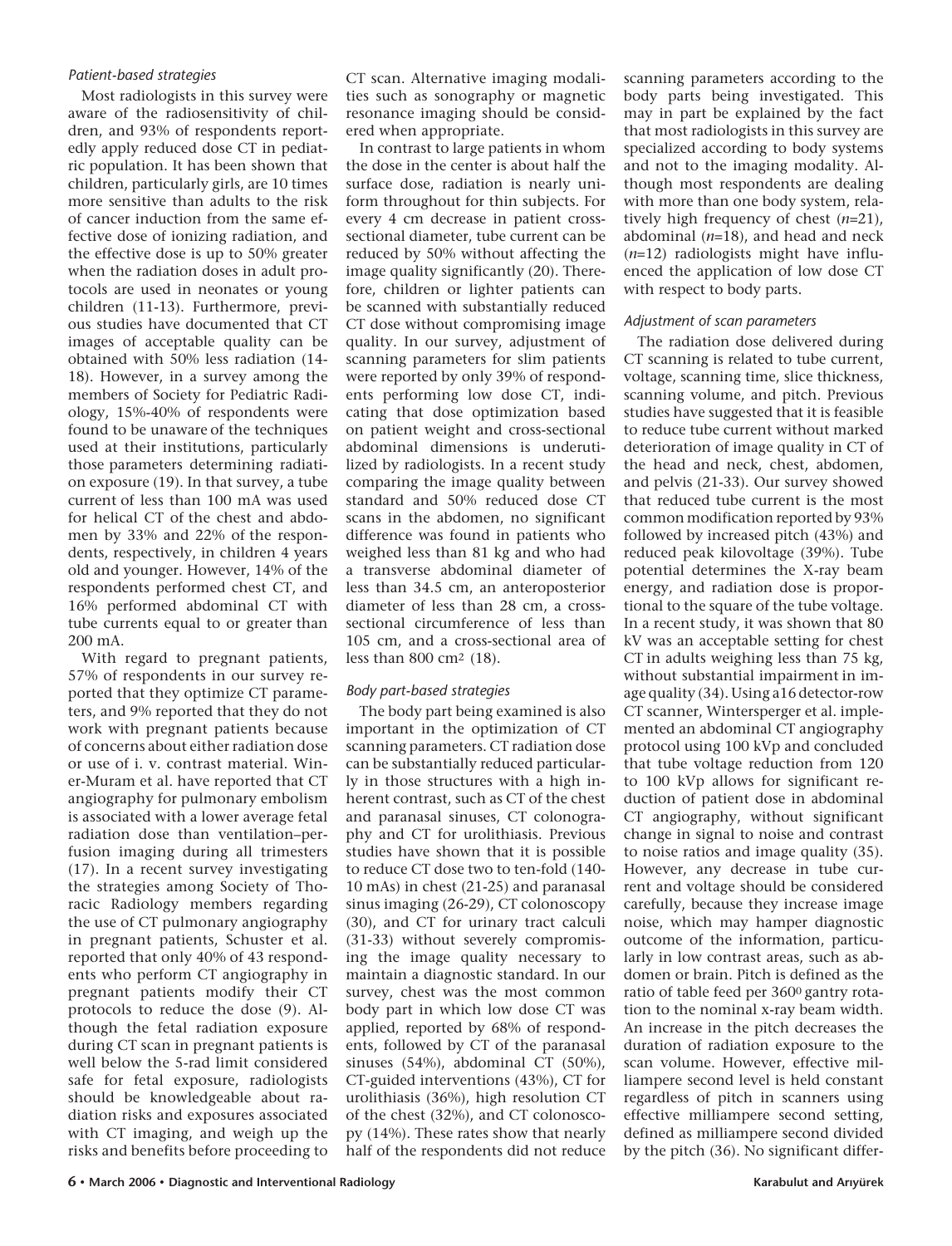### *Patient-based strategies*

Most radiologists in this survey were aware of the radiosensitivity of children, and 93% of respondents reportedly apply reduced dose CT in pediatric population. It has been shown that children, particularly girls, are 10 times more sensitive than adults to the risk of cancer induction from the same effective dose of ionizing radiation, and the effective dose is up to 50% greater when the radiation doses in adult protocols are used in neonates or young children (11-13). Furthermore, previous studies have documented that CT images of acceptable quality can be obtained with 50% less radiation (14-18). However, in a survey among the members of Society for Pediatric Radiology, 15%-40% of respondents were found to be unaware of the techniques used at their institutions, particularly those parameters determining radiation exposure (19). In that survey, a tube current of less than 100 mA was used for helical CT of the chest and abdomen by 33% and 22% of the respondents, respectively, in children 4 years old and younger. However, 14% of the respondents performed chest CT, and 16% performed abdominal CT with tube currents equal to or greater than 200 mA.

With regard to pregnant patients, 57% of respondents in our survey reported that they optimize CT parameters, and 9% reported that they do not work with pregnant patients because of concerns about either radiation dose or use of i. v. contrast material. Winer-Muram et al. have reported that CT angiography for pulmonary embolism is associated with a lower average fetal radiation dose than ventilation–perfusion imaging during all trimesters (17). In a recent survey investigating the strategies among Society of Thoracic Radiology members regarding the use of CT pulmonary angiography in pregnant patients, Schuster et al. reported that only 40% of 43 respondents who perform CT angiography in pregnant patients modify their CT protocols to reduce the dose (9). Although the fetal radiation exposure during CT scan in pregnant patients is well below the 5-rad limit considered safe for fetal exposure, radiologists should be knowledgeable about radiation risks and exposures associated with CT imaging, and weigh up the risks and benefits before proceeding to CT scan. Alternative imaging modalities such as sonography or magnetic resonance imaging should be considered when appropriate.

In contrast to large patients in whom the dose in the center is about half the surface dose, radiation is nearly uniform throughout for thin subjects. For every 4 cm decrease in patient cross-sectional diameter, tube current can be reduced by 50% without affecting the image quality significantly (20). Therefore, children or lighter patients can be scanned with substantially reduced CT dose without compromising image quality. In our survey, adjustment of scanning parameters for slim patients were reported by only 39% of respondents performing low dose CT, indicating that dose optimization based on patient weight and cross-sectional abdominal dimensions is underutilized by radiologists. In a recent study comparing the image quality between standard and 50% reduced dose CT scans in the abdomen, no significant difference was found in patients who weighed less than 81 kg and who had a transverse abdominal diameter of less than 34.5 cm, an anteroposterior diameter of less than 28 cm, a cross-sectional circumference of less than 105 cm, and a cross-sectional area of less than 800 $cm^2$ (18).

### *Body part-based strategies*

The body part being examined is also important in the optimization of CT scanning parameters. CT radiation dose can be substantially reduced particularly in those structures with a high inherent contrast, such as CT of the chest and paranasal sinuses, CT colonography and CT for urolithiasis. Previous studies have shown that it is possible to reduce CT dose two to ten-fold (140-10 mAs) in chest (21-25) and paranasal sinus imaging (26-29), CT colonoscopy (30), and CT for urinary tract calculi (31-33) without severely compromising the image quality necessary to maintain a diagnostic standard. In our survey, chest was the most common body part in which low dose CT was applied, reported by 68% of respondents, followed by CT of the paranasal sinuses (54%), abdominal CT (50%), CT-guided interventions (43%), CT for urolithiasis (36%), high resolution CT of the chest (32%), and CT colonoscopy (14%). These rates show that nearly half of the respondents did not reduce scanning parameters according to the body parts being investigated. This may in part be explained by the fact that most radiologists in this survey are specialized according to body systems and not to the imaging modality. Although most respondents are dealing with more than one body system, relatively high frequency of chest ($n$=21), abdominal ($n$=18), and head and neck ($n$=12) radiologists might have influenced the application of low dose CT with respect to body parts.

### *Adjustment of scan parameters*

The radiation dose delivered during CT scanning is related to tube current, voltage, scanning time, slice thickness, scanning volume, and pitch. Previous studies have suggested that it is feasible to reduce tube current without marked deterioration of image quality in CT of the head and neck, chest, abdomen, and pelvis (21-33). Our survey showed that reduced tube current is the most common modification reported by 93% followed by increased pitch (43%) and reduced peak kilovoltage (39%). Tube potential determines the X-ray beam energy, and radiation dose is proportional to the square of the tube voltage. In a recent study, it was shown that 80 kV was an acceptable setting for chest CT in adults weighing less than 75 kg, without substantial impairment in image quality (34). Using a16 detector-row CT scanner, Wintersperger et al. implemented an abdominal CT angiography protocol using 100 kVp and concluded that tube voltage reduction from 120 to 100 kVp allows for significant reduction of patient dose in abdominal CT angiography, without significant change in signal to noise and contrast to noise ratios and image quality (35). However, any decrease in tube current and voltage should be considered carefully, because they increase image noise, which may hamper diagnostic outcome of the information, particularly in low contrast areas, such as abdomen or brain. Pitch is defined as the ratio of table feed per $360^0$ gantry rotation to the nominal x-ray beam width. An increase in the pitch decreases the duration of radiation exposure to the scan volume. However, effective milliampere second level is held constant regardless of pitch in scanners using effective milliampere second setting, defined as milliampere second divided by the pitch (36). No significant differ-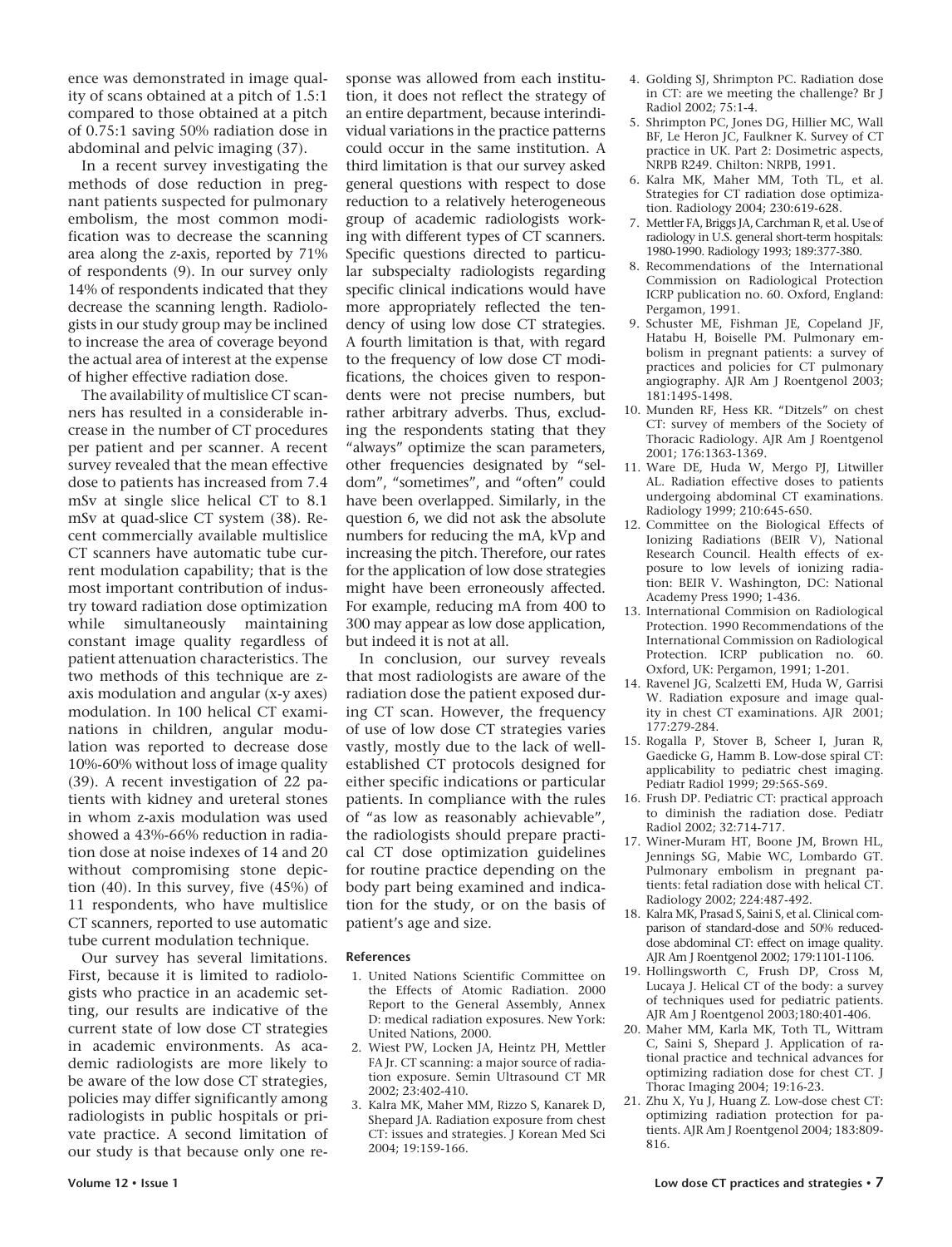ence was demonstrated in image quality of scans obtained at a pitch of 1.5:1 compared to those obtained at a pitch of 0.75:1 saving 50% radiation dose in abdominal and pelvic imaging (37).

In a recent survey investigating the methods of dose reduction in pregnant patients suspected for pulmonary embolism, the most common modification was to decrease the scanning area along the *z*-axis, reported by 71% of respondents (9). In our survey only 14% of respondents indicated that they decrease the scanning length. Radiologists in our study group may be inclined to increase the area of coverage beyond the actual area of interest at the expense of higher effective radiation dose.

The availability of multislice CT scanners has resulted in a considerable increase in the number of CT procedures per patient and per scanner. A recent survey revealed that the mean effective dose to patients has increased from 7.4 mSv at single slice helical CT to 8.1 mSv at quad-slice CT system (38). Recent commercially available multislice CT scanners have automatic tube current modulation capability; that is the most important contribution of industry toward radiation dose optimization while simultaneously maintaining constant image quality regardless of patient attenuation characteristics. The two methods of this technique are z-axis modulation and angular (x-y axes) modulation. In 100 helical CT examinations in children, angular modulation was reported to decrease dose 10%-60% without loss of image quality (39). A recent investigation of 22 patients with kidney and ureteral stones in whom z-axis modulation was used showed a 43%-66% reduction in radiation dose at noise indexes of 14 and 20 without compromising stone depiction (40). In this survey, five (45%) of 11 respondents, who have multislice CT scanners, reported to use automatic tube current modulation technique.

Our survey has several limitations. First, because it is limited to radiologists who practice in an academic setting, our results are indicative of the current state of low dose CT strategies in academic environments. As academic radiologists are more likely to be aware of the low dose CT strategies, policies may differ significantly among radiologists in public hospitals or private practice. A second limitation of our study is that because only one response was allowed from each institution, it does not reflect the strategy of an entire department, because interindividual variations in the practice patterns could occur in the same institution. A third limitation is that our survey asked general questions with respect to dose reduction to a relatively heterogeneous group of academic radiologists working with different types of CT scanners. Specific questions directed to particular subspecialty radiologists regarding specific clinical indications would have more appropriately reflected the tendency of using low dose CT strategies. A fourth limitation is that, with regard to the frequency of low dose CT modifications, the choices given to respondents were not precise numbers, but rather arbitrary adverbs. Thus, excluding the respondents stating that they "always" optimize the scan parameters, other frequencies designated by "seldom", "sometimes", and "often" could have been overlapped. Similarly, in the question 6, we did not ask the absolute numbers for reducing the mA, kVp and increasing the pitch. Therefore, our rates for the application of low dose strategies might have been erroneously affected. For example, reducing mA from 400 to 300 may appear as low dose application, but indeed it is not at all.

In conclusion, our survey reveals that most radiologists are aware of the radiation dose the patient exposed during CT scan. However, the frequency of use of low dose CT strategies varies vastly, mostly due to the lack of well-established CT protocols designed for either specific indications or particular patients. In compliance with the rules of "as low as reasonably achievable", the radiologists should prepare practical CT dose optimization guidelines for routine practice depending on the body part being examined and indication for the study, or on the basis of patient's age and size.

#### References

1. United Nations Scientific Committee on the Effects of Atomic Radiation. 2000 Report to the General Assembly, Annex D: medical radiation exposures. New York: United Nations, 2000.
2. Wiest PW, Locken JA, Heintz PH, Mettler FA Jr. CT scanning: a major source of radiation exposure. Semin Ultrasound CT MR 2002; 23:402-410.
3. Kalra MK, Maher MM, Rizzo S, Kanarek D, Shepard JA. Radiation exposure from chest CT: issues and strategies. J Korean Med Sci 2004; 19:159-166.
4. Golding SJ, Shrimpton PC. Radiation dose in CT: are we meeting the challenge? Br J Radiol 2002; 75:1-4.
5. Shrimpton PC, Jones DG, Hillier MC, Wall BF, Le Heron JC, Faulkner K. Survey of CT practice in UK. Part 2: Dosimetric aspects, NRPB R249. Chilton: NRPB, 1991.
6. Kalra MK, Maher MM, Toth TL, et al. Strategies for CT radiation dose optimization. Radiology 2004; 230:619-628.
7. Mettler FA, Briggs JA, Carchman R, et al. Use of radiology in U.S. general short-term hospitals: 1980-1990. Radiology 1993; 189:377-380.
8. Recommendations of the International Commission on Radiological Protection ICRP publication no. 60. Oxford, England: Pergamon, 1991.
9. Schuster ME, Fishman JE, Copeland JF, Hatabu H, Boiselle PM. Pulmonary embolism in pregnant patients: a survey of practices and policies for CT pulmonary angiography. AJR Am J Roentgenol 2003; 181:1495-1498.
10. Munden RF, Hess KR. "Ditzels" on chest CT: survey of members of the Society of Thoracic Radiology. AJR Am J Roentgenol 2001; 176:1363-1369.
11. Ware DE, Huda W, Mergo PJ, Litwiller AL. Radiation effective doses to patients undergoing abdominal CT examinations. Radiology 1999; 210:645-650.
12. Committee on the Biological Effects of Ionizing Radiations (BEIR V), National Research Council. Health effects of exposure to low levels of ionizing radiation: BEIR V. Washington, DC: National Academy Press 1990; 1-436.
13. International Commision on Radiological Protection. 1990 Recommendations of the International Commission on Radiological Protection. ICRP publication no. 60. Oxford, UK: Pergamon, 1991; 1-201.
14. Ravenel JG, Scalzetti EM, Huda W, Garrisi W. Radiation exposure and image quality in chest CT examinations. AJR 2001; 177:279-284.
15. Rogalla P, Stover B, Scheer I, Juran R, Gaedicke G, Hamm B. Low-dose spiral CT: applicability to pediatric chest imaging. Pediatr Radiol 1999; 29:565-569.
16. Frush DP. Pediatric CT: practical approach to diminish the radiation dose. Pediatr Radiol 2002; 32:714-717.
17. Winer-Muram HT, Boone JM, Brown HL, Jennings SG, Mabie WC, Lombardo GT. Pulmonary embolism in pregnant patients: fetal radiation dose with helical CT. Radiology 2002; 224:487-492.
18. Kalra MK, Prasad S, Saini S, et al. Clinical comparison of standard-dose and 50% reduced-dose abdominal CT: effect on image quality. AJR Am J Roentgenol 2002; 179:1101-1106.
19. Hollingsworth C, Frush DP, Cross M, Lucaya J. Helical CT of the body: a survey of techniques used for pediatric patients. AJR Am J Roentgenol 2003;180:401-406.
20. Maher MM, Karla MK, Toth TL, Wittram C, Saini S, Shepard J. Application of rational practice and technical advances for optimizing radiation dose for chest CT. J Thorac Imaging 2004; 19:16-23.
21. Zhu X, Yu J, Huang Z. Low-dose chest CT: optimizing radiation protection for patients. AJR Am J Roentgenol 2004; 183:809-816.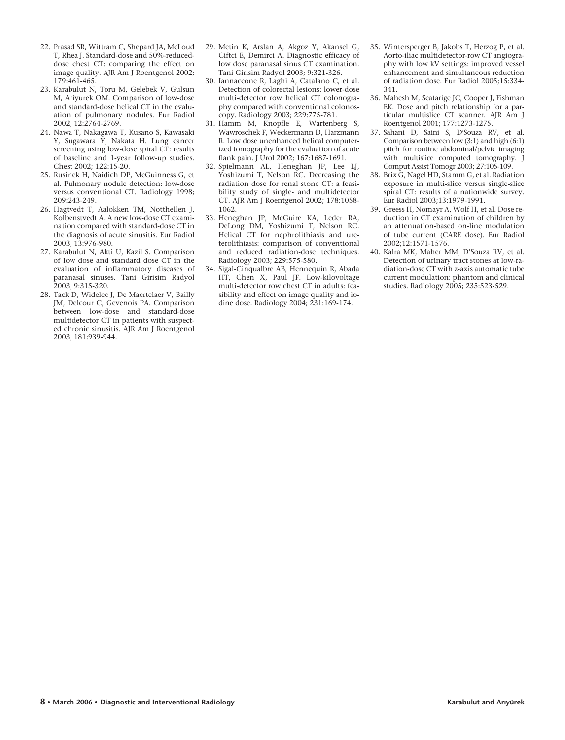22. Prasad SR, Wittram C, Shepard JA, McLoud T, Rhea J. Standard-dose and 50%-reduced-dose chest CT: comparing the effect on image quality. AJR Am J Roentgenol 2002; 179:461-465.
23. Karabulut N, Toru M, Gelebek V, Gulsun M, Ariyurek OM. Comparison of low-dose and standard-dose helical CT in the evaluation of pulmonary nodules. Eur Radiol 2002; 12:2764-2769.
24. Nawa T, Nakagawa T, Kusano S, Kawasaki Y, Sugawara Y, Nakata H. Lung cancer screening using low-dose spiral CT: results of baseline and 1-year follow-up studies. Chest 2002; 122:15-20.
25. Rusinek H, Naidich DP, McGuinness G, et al. Pulmonary nodule detection: low-dose versus conventional CT. Radiology 1998; 209:243-249.
26. Hagtvedt T, Aalokken TM, Notthellen J, Kolbenstvedt A. A new low-dose CT examination compared with standard-dose CT in the diagnosis of acute sinusitis. Eur Radiol 2003; 13:976-980.
27. Karabulut N, Akti U, Kazil S. Comparison of low dose and standard dose CT in the evaluation of inflammatory diseases of paranasal sinuses. Tani Girisim Radyol 2003; 9:315-320.
28. Tack D, Widelec J, De Maertelaer V, Bailly JM, Delcour C, Gevenois PA. Comparison between low-dose and standard-dose multidetector CT in patients with suspected chronic sinusitis. AJR Am J Roentgenol 2003; 181:939-944.
29. Metin K, Arslan A, Akgoz Y, Akansel G, Ciftci E, Demirci A. Diagnostic efficacy of low dose paranasal sinus CT examination. Tani Girisim Radyol 2003; 9:321-326.
30. Iannaccone R, Laghi A, Catalano C, et al. Detection of colorectal lesions: lower-dose multi-detector row helical CT colonography compared with conventional colonoscopy. Radiology 2003; 229:775-781.
31. Hamm M, Knopfle E, Wartenberg S, Wawroschek F, Weckermann D, Harzmann R. Low dose unenhanced helical computerized tomography for the evaluation of acute flank pain. J Urol 2002; 167:1687-1691.
32. Spielmann AL, Heneghan JP, Lee LJ, Yoshizumi T, Nelson RC. Decreasing the radiation dose for renal stone CT: a feasibility study of single- and multidetector CT. AJR Am J Roentgenol 2002; 178:1058-1062.
33. Heneghan JP, McGuire KA, Leder RA, DeLong DM, Yoshizumi T, Nelson RC. Helical CT for nephrolithiasis and ureterolithiasis: comparison of conventional and reduced radiation-dose techniques. Radiology 2003; 229:575-580.
34. Sigal-Cinqualbre AB, Hennequin R, Abada HT, Chen X, Paul JF. Low-kilovoltage multi-detector row chest CT in adults: feasibility and effect on image quality and iodine dose. Radiology 2004; 231:169-174.
35. Wintersperger B, Jakobs T, Herzog P, et al. Aorto-iliac multidetector-row CT angiography with low kV settings: improved vessel enhancement and simultaneous reduction of radiation dose. Eur Radiol 2005;15:334-341.
36. Mahesh M, Scatarige JC, Cooper J, Fishman EK. Dose and pitch relationship for a particular multislice CT scanner. AJR Am J Roentgenol 2001; 177:1273-1275.
37. Sahani D, Saini S, D'Souza RV, et al. Comparison between low (3:1) and high (6:1) pitch for routine abdominal/pelvic imaging with multislice computed tomography. J Comput Assist Tomogr 2003; 27:105-109.
38. Brix G, Nagel HD, Stamm G, et al. Radiation exposure in multi-slice versus single-slice spiral CT: results of a nationwide survey. Eur Radiol 2003;13:1979-1991.
39. Greess H, Nomayr A, Wolf H, et al. Dose reduction in CT examination of children by an attenuation-based on-line modulation of tube current (CARE dose). Eur Radiol 2002;12:1571-1576.
40. Kalra MK, Maher MM, D'Souza RV, et al. Detection of urinary tract stones at low-radiation-dose CT with z-axis automatic tube current modulation: phantom and clinical studies. Radiology 2005; 235:523-529.